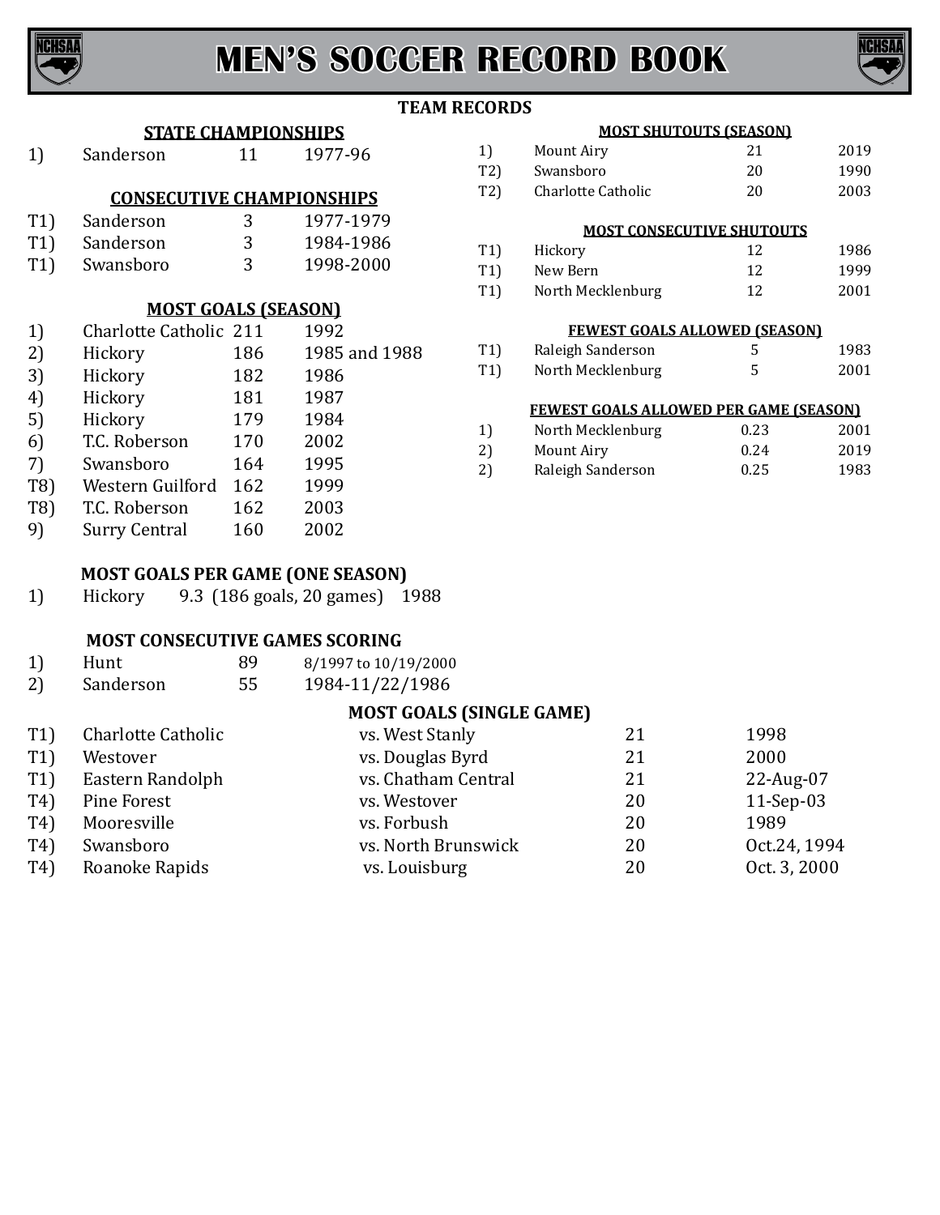# MEN'S SOCCER RECORD BOOK

## TEAM RECORDS

### STATE CHAMPIONSHIPS

| | | | |
|---|---|---|---|
| 1) | Sanderson | 11 | 1977-96 |

### CONSECUTIVE CHAMPIONSHIPS

| | | | |
|---|---|---|---|
| T1) | Sanderson | 3 | 1977-1979 |
| T1) | Sanderson | 3 | 1984-1986 |
| T1) | Swansboro | 3 | 1998-2000 |

### MOST GOALS (SEASON)

| | | | |
|---|---|---|---|
| 1) | Charlotte Catholic | 211 | 1992 |
| 2) | Hickory | 186 | 1985 and 1988 |
| 3) | Hickory | 182 | 1986 |
| 4) | Hickory | 181 | 1987 |
| 5) | Hickory | 179 | 1984 |
| 6) | T.C. Roberson | 170 | 2002 |
| 7) | Swansboro | 164 | 1995 |
| T8) | Western Guilford | 162 | 1999 |
| T8) | T.C. Roberson | 162 | 2003 |
| 9) | Surry Central | 160 | 2002 |

### MOST GOALS PER GAME (ONE SEASON)

| | | | |
|---|---|---|---|
| 1) | Hickory | 9.3 (186 goals, 20 games) | 1988 |

### MOST CONSECUTIVE GAMES SCORING

| | | | |
|---|---|---|---|
| 1) | Hunt | 89 | 8/1997 to 10/19/2000 |
| 2) | Sanderson | 55 | 1984-11/22/1986 |

### MOST SHUTOUTS (SEASON)

| | | | |
|---|---|---|---|
| 1) | Mount Airy | 21 | 2019 |
| T2) | Swansboro | 20 | 1990 |
| T2) | Charlotte Catholic | 20 | 2003 |

### MOST CONSECUTIVE SHUTOUTS

| | | | |
|---|---|---|---|
| T1) | Hickory | 12 | 1986 |
| T1) | New Bern | 12 | 1999 |
| T1) | North Mecklenburg | 12 | 2001 |

### FEWEST GOALS ALLOWED (SEASON)

| | | | |
|---|---|---|---|
| T1) | Raleigh Sanderson | 5 | 1983 |
| T1) | North Mecklenburg | 5 | 2001 |

### FEWEST GOALS ALLOWED PER GAME (SEASON)

| | | | |
|---|---|---|---|
| 1) | North Mecklenburg | 0.23 | 2001 |
| 2) | Mount Airy | 0.24 | 2019 |
| 2) | Raleigh Sanderson | 0.25 | 1983 |

### MOST GOALS (SINGLE GAME)

| | | | | |
|---|---|---|---|---|
| T1) | Charlotte Catholic | vs. West Stanly | 21 | 1998 |
| T1) | Westover | vs. Douglas Byrd | 21 | 2000 |
| T1) | Eastern Randolph | vs. Chatham Central | 21 | 22-Aug-07 |
| T4) | Pine Forest | vs. Westover | 20 | 11-Sep-03 |
| T4) | Mooresville | vs. Forbush | 20 | 1989 |
| T4) | Swansboro | vs. North Brunswick | 20 | Oct.24, 1994 |
| T4) | Roanoke Rapids | vs. Louisburg | 20 | Oct. 3, 2000 |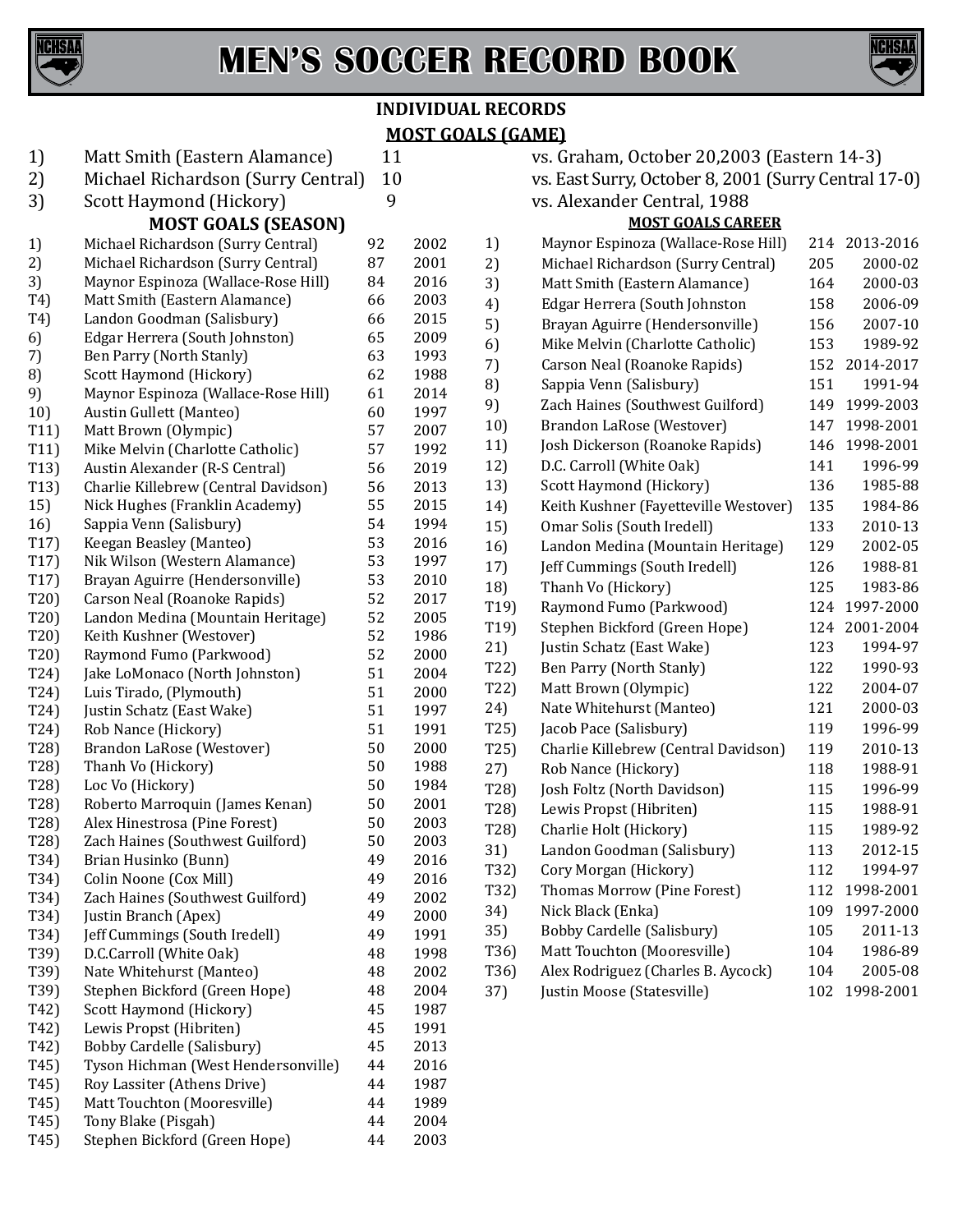# MEN'S SOCCER RECORD BOOK

## INDIVIDUAL RECORDS

### MOST GOALS (GAME)

| Rank | Player | Goals | Game |
|---|---|---|---|
| 1) | Matt Smith (Eastern Alamance) | 11 | vs. Graham, October 20,2003 (Eastern 14-3) |
| 2) | Michael Richardson (Surry Central) | 10 | vs. East Surry, October 8, 2001 (Surry Central 17-0) |
| 3) | Scott Haymond (Hickory) | 9 | vs. Alexander Central, 1988 |

### MOST GOALS (SEASON)

| Rank | Player | Goals | Year |
|---|---|---|---|
| 1) | Michael Richardson (Surry Central) | 92 | 2002 |
| 2) | Michael Richardson (Surry Central) | 87 | 2001 |
| 3) | Maynor Espinoza (Wallace-Rose Hill) | 84 | 2016 |
| T4) | Matt Smith (Eastern Alamance) | 66 | 2003 |
| T4) | Landon Goodman (Salisbury) | 66 | 2015 |
| 6) | Edgar Herrera (South Johnston) | 65 | 2009 |
| 7) | Ben Parry (North Stanly) | 63 | 1993 |
| 8) | Scott Haymond (Hickory) | 62 | 1988 |
| 9) | Maynor Espinoza (Wallace-Rose Hill) | 61 | 2014 |
| 10) | Austin Gullett (Manteo) | 60 | 1997 |
| T11) | Matt Brown (Olympic) | 57 | 2007 |
| T11) | Mike Melvin (Charlotte Catholic) | 57 | 1992 |
| T13) | Austin Alexander (R-S Central) | 56 | 2019 |
| T13) | Charlie Killebrew (Central Davidson) | 56 | 2013 |
| 15) | Nick Hughes (Franklin Academy) | 55 | 2015 |
| 16) | Sappia Venn (Salisbury) | 54 | 1994 |
| T17) | Keegan Beasley (Manteo) | 53 | 2016 |
| T17) | Nik Wilson (Western Alamance) | 53 | 1997 |
| T17) | Brayan Aguirre (Hendersonville) | 53 | 2010 |
| T20) | Carson Neal (Roanoke Rapids) | 52 | 2017 |
| T20) | Landon Medina (Mountain Heritage) | 52 | 2005 |
| T20) | Keith Kushner (Westover) | 52 | 1986 |
| T20) | Raymond Fumo (Parkwood) | 52 | 2000 |
| T24) | Jake LoMonaco (North Johnston) | 51 | 2004 |
| T24) | Luis Tirado, (Plymouth) | 51 | 2000 |
| T24) | Justin Schatz (East Wake) | 51 | 1997 |
| T24) | Rob Nance (Hickory) | 51 | 1991 |
| T28) | Brandon LaRose (Westover) | 50 | 2000 |
| T28) | Thanh Vo (Hickory) | 50 | 1988 |
| T28) | Loc Vo (Hickory) | 50 | 1984 |
| T28) | Roberto Marroquin (James Kenan) | 50 | 2001 |
| T28) | Alex Hinestrosa (Pine Forest) | 50 | 2003 |
| T28) | Zach Haines (Southwest Guilford) | 50 | 2003 |
| T34) | Brian Husinko (Bunn) | 49 | 2016 |
| T34) | Colin Noone (Cox Mill) | 49 | 2016 |
| T34) | Zach Haines (Southwest Guilford) | 49 | 2002 |
| T34) | Justin Branch (Apex) | 49 | 2000 |
| T34) | Jeff Cummings (South Iredell) | 49 | 1991 |
| T39) | D.C.Carroll (White Oak) | 48 | 1998 |
| T39) | Nate Whitehurst (Manteo) | 48 | 2002 |
| T39) | Stephen Bickford (Green Hope) | 48 | 2004 |
| T42) | Scott Haymond (Hickory) | 45 | 1987 |
| T42) | Lewis Propst (Hibriten) | 45 | 1991 |
| T42) | Bobby Cardelle (Salisbury) | 45 | 2013 |
| T45) | Tyson Hichman (West Hendersonville) | 44 | 2016 |
| T45) | Roy Lassiter (Athens Drive) | 44 | 1987 |
| T45) | Matt Touchton (Mooresville) | 44 | 1989 |
| T45) | Tony Blake (Pisgah) | 44 | 2004 |
| T45) | Stephen Bickford (Green Hope) | 44 | 2003 |

### MOST GOALS CAREER

| Rank | Player | Goals | Years |
|---|---|---|---|
| 1) | Maynor Espinoza (Wallace-Rose Hill) | 214 | 2013-2016 |
| 2) | Michael Richardson (Surry Central) | 205 | 2000-02 |
| 3) | Matt Smith (Eastern Alamance) | 164 | 2000-03 |
| 4) | Edgar Herrera (South Johnston | 158 | 2006-09 |
| 5) | Brayan Aguirre (Hendersonville) | 156 | 2007-10 |
| 6) | Mike Melvin (Charlotte Catholic) | 153 | 1989-92 |
| 7) | Carson Neal (Roanoke Rapids) | 152 | 2014-2017 |
| 8) | Sappia Venn (Salisbury) | 151 | 1991-94 |
| 9) | Zach Haines (Southwest Guilford) | 149 | 1999-2003 |
| 10) | Brandon LaRose (Westover) | 147 | 1998-2001 |
| 11) | Josh Dickerson (Roanoke Rapids) | 146 | 1998-2001 |
| 12) | D.C. Carroll (White Oak) | 141 | 1996-99 |
| 13) | Scott Haymond (Hickory) | 136 | 1985-88 |
| 14) | Keith Kushner (Fayetteville Westover) | 135 | 1984-86 |
| 15) | Omar Solis (South Iredell) | 133 | 2010-13 |
| 16) | Landon Medina (Mountain Heritage) | 129 | 2002-05 |
| 17) | Jeff Cummings (South Iredell) | 126 | 1988-81 |
| 18) | Thanh Vo (Hickory) | 125 | 1983-86 |
| T19) | Raymond Fumo (Parkwood) | 124 | 1997-2000 |
| T19) | Stephen Bickford (Green Hope) | 124 | 2001-2004 |
| 21) | Justin Schatz (East Wake) | 123 | 1994-97 |
| T22) | Ben Parry (North Stanly) | 122 | 1990-93 |
| T22) | Matt Brown (Olympic) | 122 | 2004-07 |
| 24) | Nate Whitehurst (Manteo) | 121 | 2000-03 |
| T25) | Jacob Pace (Salisbury) | 119 | 1996-99 |
| T25) | Charlie Killebrew (Central Davidson) | 119 | 2010-13 |
| 27) | Rob Nance (Hickory) | 118 | 1988-91 |
| T28) | Josh Foltz (North Davidson) | 115 | 1996-99 |
| T28) | Lewis Propst (Hibriten) | 115 | 1988-91 |
| T28) | Charlie Holt (Hickory) | 115 | 1989-92 |
| 31) | Landon Goodman (Salisbury) | 113 | 2012-15 |
| T32) | Cory Morgan (Hickory) | 112 | 1994-97 |
| T32) | Thomas Morrow (Pine Forest) | 112 | 1998-2001 |
| 34) | Nick Black (Enka) | 109 | 1997-2000 |
| 35) | Bobby Cardelle (Salisbury) | 105 | 2011-13 |
| T36) | Matt Touchton (Mooresville) | 104 | 1986-89 |
| T36) | Alex Rodriguez (Charles B. Aycock) | 104 | 2005-08 |
| 37) | Justin Moose (Statesville) | 102 | 1998-2001 |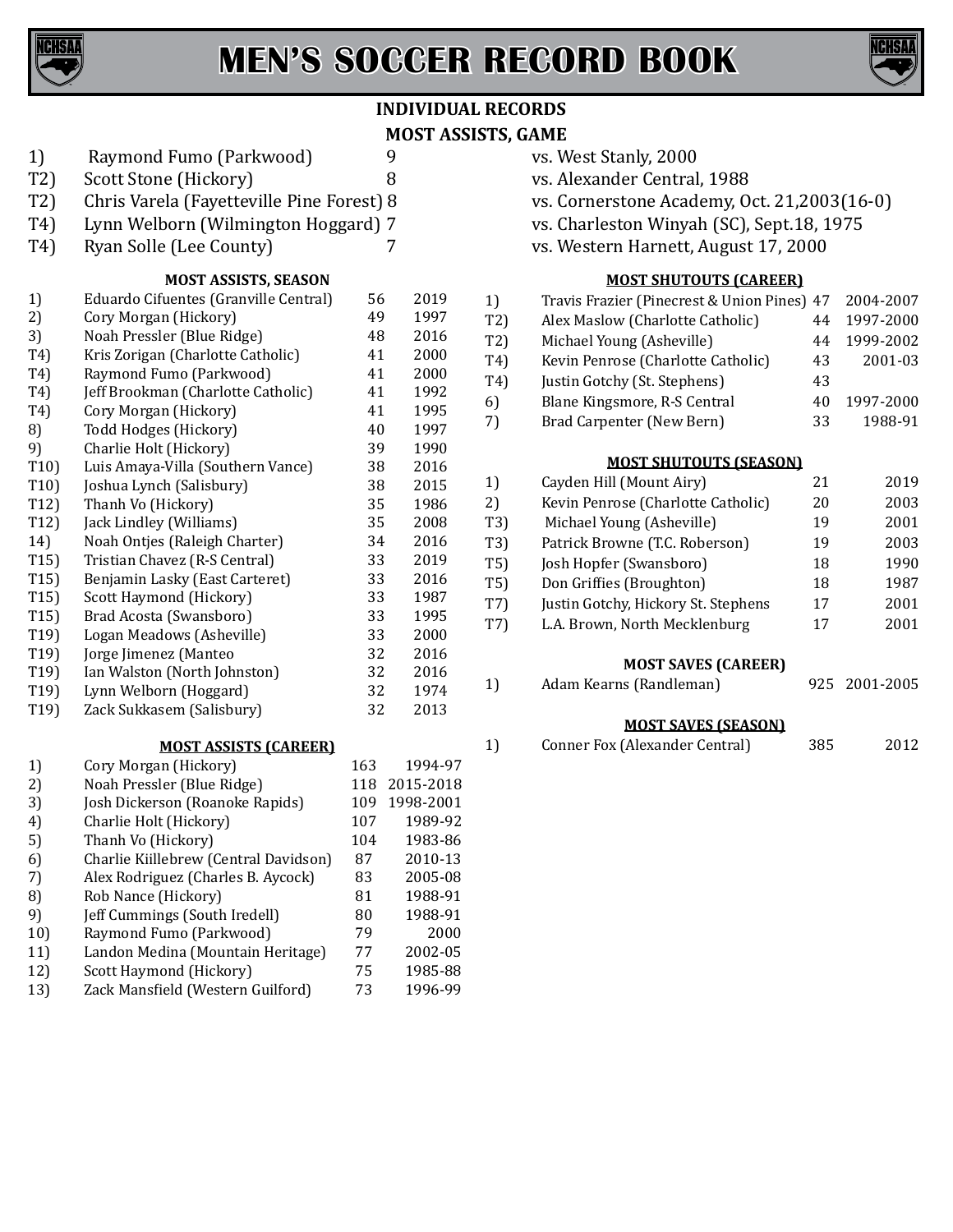# MEN'S SOCCER RECORD BOOK

## INDIVIDUAL RECORDS

### MOST ASSISTS, GAME

| | | | |
|---|---|---|---|
| 1) | Raymond Fumo (Parkwood) | 9 | vs. West Stanly, 2000 |
| T2) | Scott Stone (Hickory) | 8 | vs. Alexander Central, 1988 |
| T2) | Chris Varela (Fayetteville Pine Forest) | 8 | vs. Cornerstone Academy, Oct. 21,2003(16-0) |
| T4) | Lynn Welborn (Wilmington Hoggard) | 7 | vs. Charleston Winyah (SC), Sept.18, 1975 |
| T4) | Ryan Solle (Lee County) | 7 | vs. Western Harnett, August 17, 2000 |

### MOST ASSISTS, SEASON

| | | | |
|---|---|---|---|
| 1) | Eduardo Cifuentes (Granville Central) | 56 | 2019 |
| 2) | Cory Morgan (Hickory) | 49 | 1997 |
| 3) | Noah Pressler (Blue Ridge) | 48 | 2016 |
| T4) | Kris Zorigan (Charlotte Catholic) | 41 | 2000 |
| T4) | Raymond Fumo (Parkwood) | 41 | 2000 |
| T4) | Jeff Brookman (Charlotte Catholic) | 41 | 1992 |
| T4) | Cory Morgan (Hickory) | 41 | 1995 |
| 8) | Todd Hodges (Hickory) | 40 | 1997 |
| 9) | Charlie Holt (Hickory) | 39 | 1990 |
| T10) | Luis Amaya-Villa (Southern Vance) | 38 | 2016 |
| T10) | Joshua Lynch (Salisbury) | 38 | 2015 |
| T12) | Thanh Vo (Hickory) | 35 | 1986 |
| T12) | Jack Lindley (Williams) | 35 | 2008 |
| 14) | Noah Ontjes (Raleigh Charter) | 34 | 2016 |
| T15) | Tristian Chavez (R-S Central) | 33 | 2019 |
| T15) | Benjamin Lasky (East Carteret) | 33 | 2016 |
| T15) | Scott Haymond (Hickory) | 33 | 1987 |
| T15) | Brad Acosta (Swansboro) | 33 | 1995 |
| T19) | Logan Meadows (Asheville) | 33 | 2000 |
| T19) | Jorge Jimenez (Manteo | 32 | 2016 |
| T19) | Ian Walston (North Johnston) | 32 | 2016 |
| T19) | Lynn Welborn (Hoggard) | 32 | 1974 |
| T19) | Zack Sukkasem (Salisbury) | 32 | 2013 |

### MOST ASSISTS (CAREER)

| | | | |
|---|---|---|---|
| 1) | Cory Morgan (Hickory) | 163 | 1994-97 |
| 2) | Noah Pressler (Blue Ridge) | 118 | 2015-2018 |
| 3) | Josh Dickerson (Roanoke Rapids) | 109 | 1998-2001 |
| 4) | Charlie Holt (Hickory) | 107 | 1989-92 |
| 5) | Thanh Vo (Hickory) | 104 | 1983-86 |
| 6) | Charlie Kiillebrew (Central Davidson) | 87 | 2010-13 |
| 7) | Alex Rodriguez (Charles B. Aycock) | 83 | 2005-08 |
| 8) | Rob Nance (Hickory) | 81 | 1988-91 |
| 9) | Jeff Cummings (South Iredell) | 80 | 1988-91 |
| 10) | Raymond Fumo (Parkwood) | 79 | 2000 |
| 11) | Landon Medina (Mountain Heritage) | 77 | 2002-05 |
| 12) | Scott Haymond (Hickory) | 75 | 1985-88 |
| 13) | Zack Mansfield (Western Guilford) | 73 | 1996-99 |

### MOST SHUTOUTS (CAREER)

| | | | |
|---|---|---|---|
| 1) | Travis Frazier (Pinecrest & Union Pines) | 47 | 2004-2007 |
| T2) | Alex Maslow (Charlotte Catholic) | 44 | 1997-2000 |
| T2) | Michael Young (Asheville) | 44 | 1999-2002 |
| T4) | Kevin Penrose (Charlotte Catholic) | 43 | 2001-03 |
| T4) | Justin Gotchy (St. Stephens) | 43 | |
| 6) | Blane Kingsmore, R-S Central | 40 | 1997-2000 |
| 7) | Brad Carpenter (New Bern) | 33 | 1988-91 |

### MOST SHUTOUTS (SEASON)

| | | | |
|---|---|---|---|
| 1) | Cayden Hill (Mount Airy) | 21 | 2019 |
| 2) | Kevin Penrose (Charlotte Catholic) | 20 | 2003 |
| T3) | Michael Young (Asheville) | 19 | 2001 |
| T3) | Patrick Browne (T.C. Roberson) | 19 | 2003 |
| T5) | Josh Hopfer (Swansboro) | 18 | 1990 |
| T5) | Don Griffies (Broughton) | 18 | 1987 |
| T7) | Justin Gotchy, Hickory St. Stephens | 17 | 2001 |
| T7) | L.A. Brown, North Mecklenburg | 17 | 2001 |

### MOST SAVES (CAREER)

| | | | |
|---|---|---|---|
| 1) | Adam Kearns (Randleman) | 925 | 2001-2005 |

### MOST SAVES (SEASON)

| | | | |
|---|---|---|---|
| 1) | Conner Fox (Alexander Central) | 385 | 2012 |